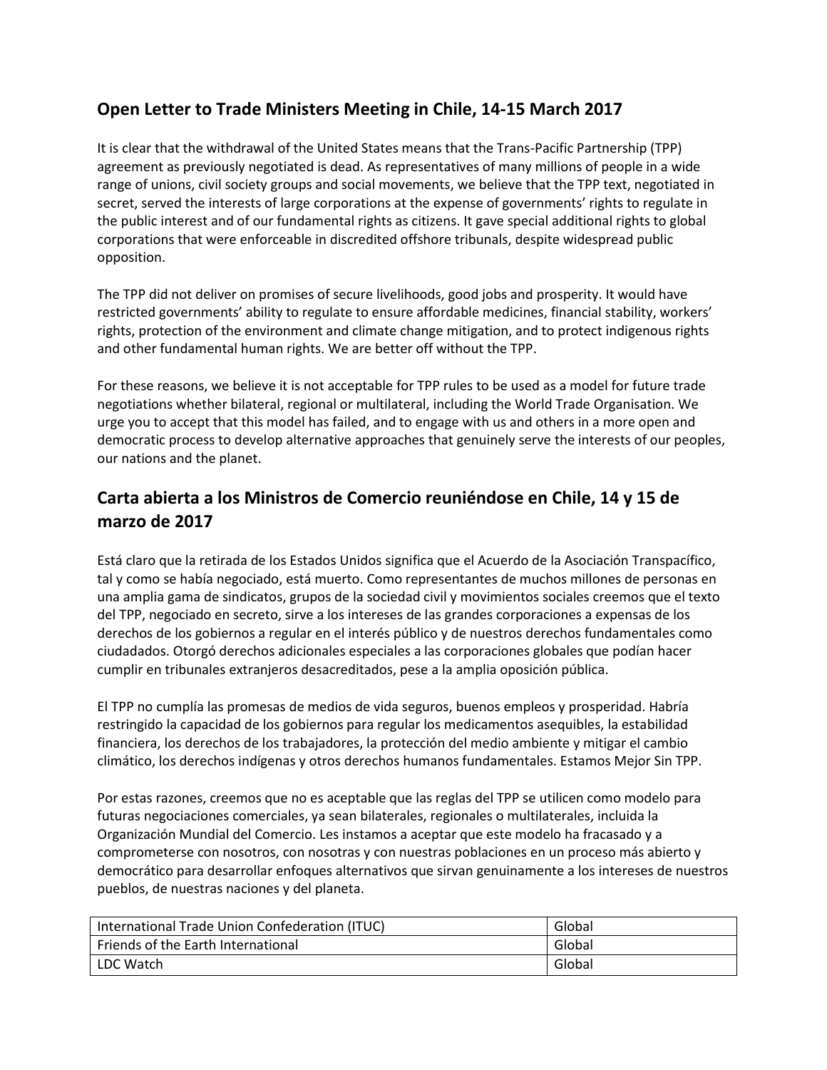## Open Letter to Trade Ministers Meeting in Chile, 14-15 March 2017

It is clear that the withdrawal of the United States means that the Trans-Pacific Partnership (TPP) agreement as previously negotiated is dead. As representatives of many millions of people in a wide range of unions, civil society groups and social movements, we believe that the TPP text, negotiated in secret, served the interests of large corporations at the expense of governments' rights to regulate in the public interest and of our fundamental rights as citizens. It gave special additional rights to global corporations that were enforceable in discredited offshore tribunals, despite widespread public opposition.

The TPP did not deliver on promises of secure livelihoods, good jobs and prosperity. It would have restricted governments' ability to regulate to ensure affordable medicines, financial stability, workers' rights, protection of the environment and climate change mitigation, and to protect indigenous rights and other fundamental human rights. We are better off without the TPP.

For these reasons, we believe it is not acceptable for TPP rules to be used as a model for future trade negotiations whether bilateral, regional or multilateral, including the World Trade Organisation. We urge you to accept that this model has failed, and to engage with us and others in a more open and democratic process to develop alternative approaches that genuinely serve the interests of our peoples, our nations and the planet.

## Carta abierta a los Ministros de Comercio reuniéndose en Chile, 14 y 15 de marzo de 2017

Está claro que la retirada de los Estados Unidos significa que el Acuerdo de la Asociación Transpacífico, tal y como se había negociado, está muerto. Como representantes de muchos millones de personas en una amplia gama de sindicatos, grupos de la sociedad civil y movimientos sociales creemos que el texto del TPP, negociado en secreto, sirve a los intereses de las grandes corporaciones a expensas de los derechos de los gobiernos a regular en el interés público y de nuestros derechos fundamentales como ciudadanos. Otorgó derechos adicionales especiales a las corporaciones globales que podían hacer cumplir en tribunales extranjeros desacreditados, pese a la amplia oposición pública.

El TPP no cumplía las promesas de medios de vida seguros, buenos empleos y prosperidad. Habría restringido la capacidad de los gobiernos para regular los medicamentos asequibles, la estabilidad financiera, los derechos de los trabajadores, la protección del medio ambiente y mitigar el cambio climático, los derechos indígenas y otros derechos humanos fundamentales. Estamos Mejor Sin TPP.

Por estas razones, creemos que no es aceptable que las reglas del TPP se utilicen como modelo para futuras negociaciones comerciales, ya sean bilaterales, regionales o multilaterales, incluida la Organización Mundial del Comercio. Les instamos a aceptar que este modelo ha fracasado y a comprometerse con nosotros, con nosotras y con nuestras poblaciones en un proceso más abierto y democrático para desarrollar enfoques alternativos que sirvan genuinamente a los intereses de nuestros pueblos, de nuestras naciones y del planeta.

| | |
|---|---|
| International Trade Union Confederation (ITUC) | Global |
| Friends of the Earth International | Global |
| LDC Watch | Global |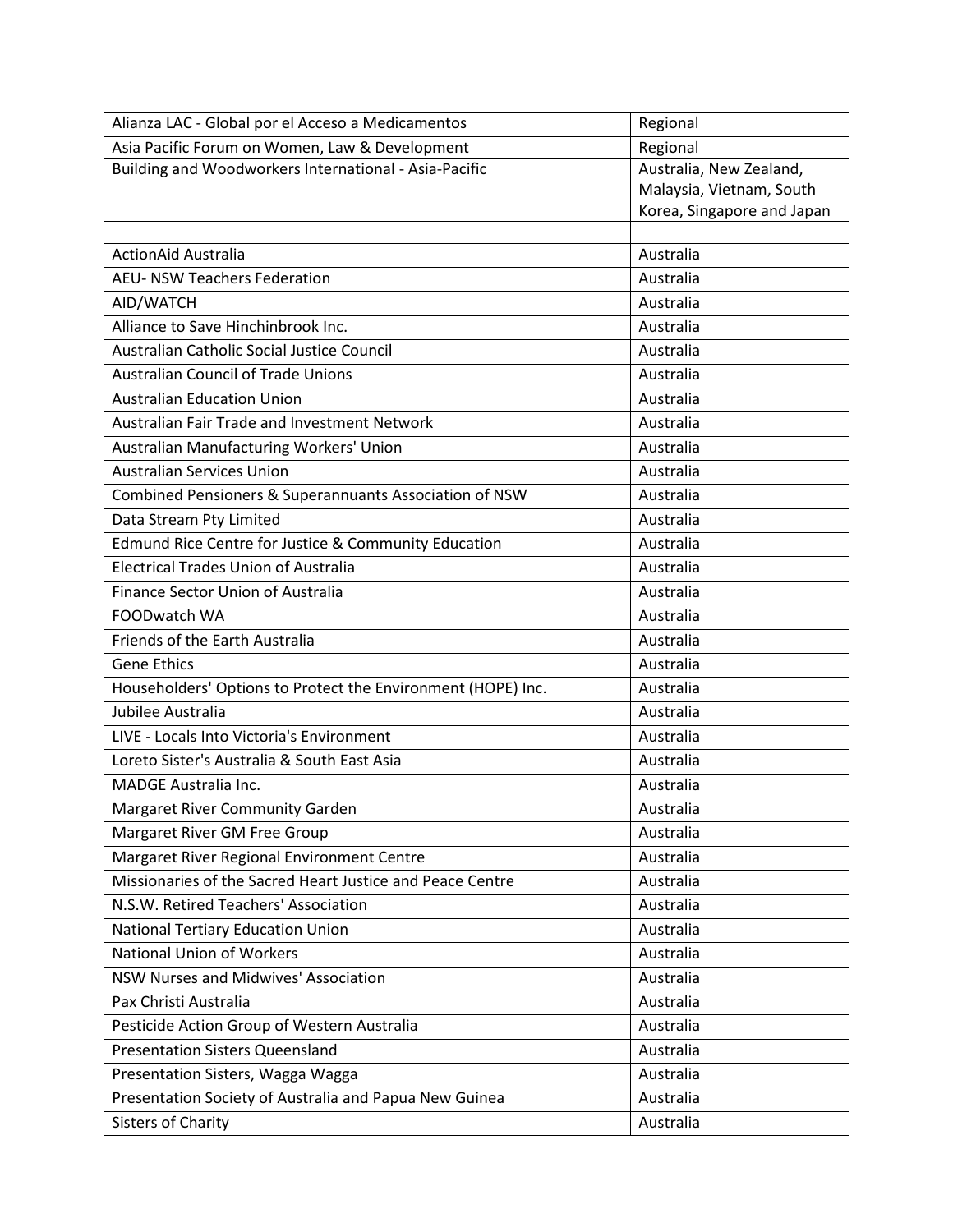| | |
|---|---|
| Alianza LAC - Global por el Acceso a Medicamentos | Regional |
| Asia Pacific Forum on Women, Law & Development | Regional |
| Building and Woodworkers International - Asia-Pacific | Australia, New Zealand, Malaysia, Vietnam, South Korea, Singapore and Japan |
| | |
| ActionAid Australia | Australia |
| AEU- NSW Teachers Federation | Australia |
| AID/WATCH | Australia |
| Alliance to Save Hinchinbrook Inc. | Australia |
| Australian Catholic Social Justice Council | Australia |
| Australian Council of Trade Unions | Australia |
| Australian Education Union | Australia |
| Australian Fair Trade and Investment Network | Australia |
| Australian Manufacturing Workers' Union | Australia |
| Australian Services Union | Australia |
| Combined Pensioners & Superannuants Association of NSW | Australia |
| Data Stream Pty Limited | Australia |
| Edmund Rice Centre for Justice & Community Education | Australia |
| Electrical Trades Union of Australia | Australia |
| Finance Sector Union of Australia | Australia |
| FOODwatch WA | Australia |
| Friends of the Earth Australia | Australia |
| Gene Ethics | Australia |
| Householders' Options to Protect the Environment (HOPE) Inc. | Australia |
| Jubilee Australia | Australia |
| LIVE - Locals Into Victoria's Environment | Australia |
| Loreto Sister's Australia & South East Asia | Australia |
| MADGE Australia Inc. | Australia |
| Margaret River Community Garden | Australia |
| Margaret River GM Free Group | Australia |
| Margaret River Regional Environment Centre | Australia |
| Missionaries of the Sacred Heart Justice and Peace Centre | Australia |
| N.S.W. Retired Teachers' Association | Australia |
| National Tertiary Education Union | Australia |
| National Union of Workers | Australia |
| NSW Nurses and Midwives' Association | Australia |
| Pax Christi Australia | Australia |
| Pesticide Action Group of Western Australia | Australia |
| Presentation Sisters Queensland | Australia |
| Presentation Sisters, Wagga Wagga | Australia |
| Presentation Society of Australia and Papua New Guinea | Australia |
| Sisters of Charity | Australia |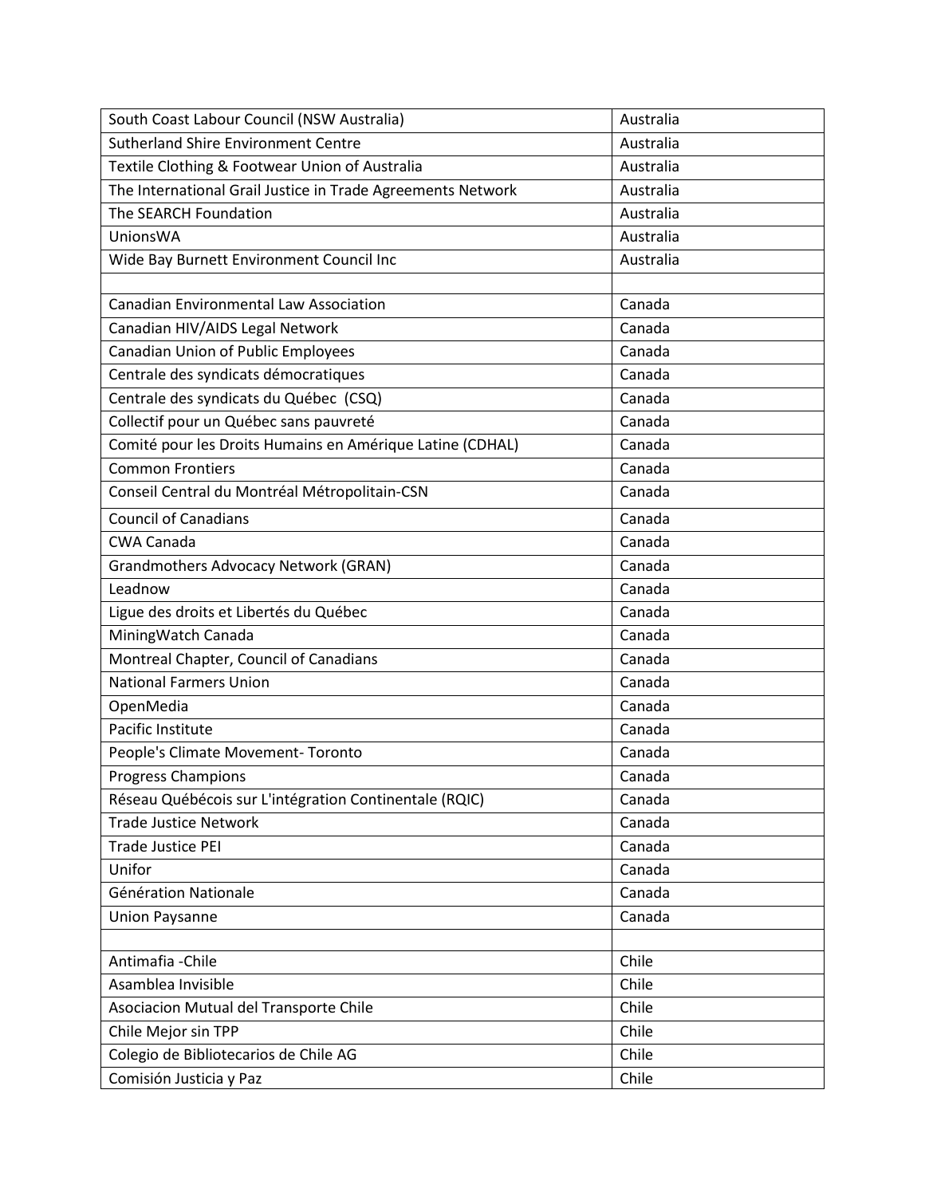| | |
|---|---|
| South Coast Labour Council (NSW Australia) | Australia |
| Sutherland Shire Environment Centre | Australia |
| Textile Clothing & Footwear Union of Australia | Australia |
| The International Grail Justice in Trade Agreements Network | Australia |
| The SEARCH Foundation | Australia |
| UnionsWA | Australia |
| Wide Bay Burnett Environment Council Inc | Australia |
| | |
| Canadian Environmental Law Association | Canada |
| Canadian HIV/AIDS Legal Network | Canada |
| Canadian Union of Public Employees | Canada |
| Centrale des syndicats démocratiques | Canada |
| Centrale des syndicats du Québec (CSQ) | Canada |
| Collectif pour un Québec sans pauvreté | Canada |
| Comité pour les Droits Humains en Amérique Latine (CDHAL) | Canada |
| Common Frontiers | Canada |
| Conseil Central du Montréal Métropolitain-CSN | Canada |
| Council of Canadians | Canada |
| CWA Canada | Canada |
| Grandmothers Advocacy Network (GRAN) | Canada |
| Leadnow | Canada |
| Ligue des droits et Libertés du Québec | Canada |
| MiningWatch Canada | Canada |
| Montreal Chapter, Council of Canadians | Canada |
| National Farmers Union | Canada |
| OpenMedia | Canada |
| Pacific Institute | Canada |
| People's Climate Movement- Toronto | Canada |
| Progress Champions | Canada |
| Réseau Québécois sur L'intégration Continentale (RQIC) | Canada |
| Trade Justice Network | Canada |
| Trade Justice PEI | Canada |
| Unifor | Canada |
| Génération Nationale | Canada |
| Union Paysanne | Canada |
| | |
| Antimafia -Chile | Chile |
| Asamblea Invisible | Chile |
| Asociacion Mutual del Transporte Chile | Chile |
| Chile Mejor sin TPP | Chile |
| Colegio de Bibliotecarios de Chile AG | Chile |
| Comisión Justicia y Paz | Chile |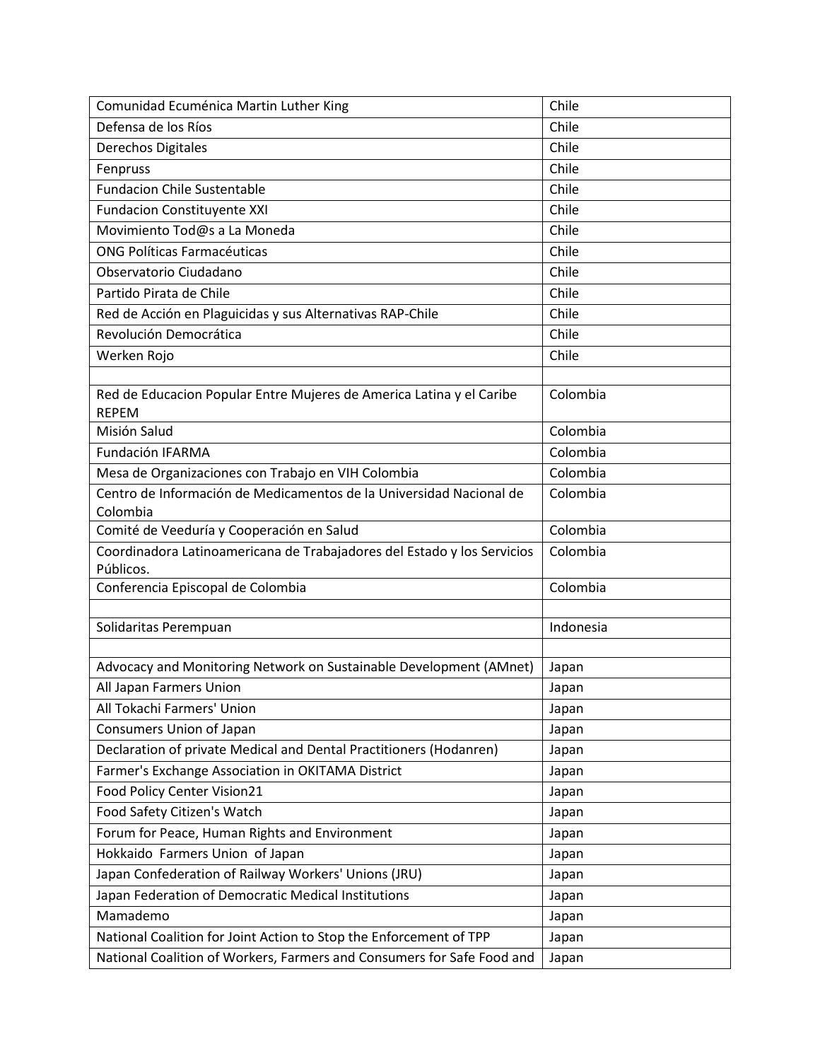| Comunidad Ecuménica Martin Luther King | Chile |
|---|---|
| Defensa de los Ríos | Chile |
| Derechos Digitales | Chile |
| Fenpruss | Chile |
| Fundacion Chile Sustentable | Chile |
| Fundacion Constituyente XXI | Chile |
| Movimiento Tod@s a La Moneda | Chile |
| ONG Políticas Farmacéuticas | Chile |
| Observatorio Ciudadano | Chile |
| Partido Pirata de Chile | Chile |
| Red de Acción en Plaguicidas y sus Alternativas RAP-Chile | Chile |
| Revolución Democrática | Chile |
| Werken Rojo | Chile |
| | |
| Red de Educacion Popular Entre Mujeres de America Latina y el Caribe REPEM | Colombia |
| Misión Salud | Colombia |
| Fundación IFARMA | Colombia |
| Mesa de Organizaciones con Trabajo en VIH Colombia | Colombia |
| Centro de Información de Medicamentos de la Universidad Nacional de Colombia | Colombia |
| Comité de Veeduría y Cooperación en Salud | Colombia |
| Coordinadora Latinoamericana de Trabajadores del Estado y los Servicios Públicos. | Colombia |
| Conferencia Episcopal de Colombia | Colombia |
| | |
| Solidaritas Perempuan | Indonesia |
| | |
| Advocacy and Monitoring Network on Sustainable Development (AMnet) | Japan |
| All Japan Farmers Union | Japan |
| All Tokachi Farmers' Union | Japan |
| Consumers Union of Japan | Japan |
| Declaration of private Medical and Dental Practitioners (Hodanren) | Japan |
| Farmer's Exchange Association in OKITAMA District | Japan |
| Food Policy Center Vision21 | Japan |
| Food Safety Citizen's Watch | Japan |
| Forum for Peace, Human Rights and Environment | Japan |
| Hokkaido Farmers Union of Japan | Japan |
| Japan Confederation of Railway Workers' Unions (JRU) | Japan |
| Japan Federation of Democratic Medical Institutions | Japan |
| Mamademo | Japan |
| National Coalition for Joint Action to Stop the Enforcement of TPP | Japan |
| National Coalition of Workers, Farmers and Consumers for Safe Food and | Japan |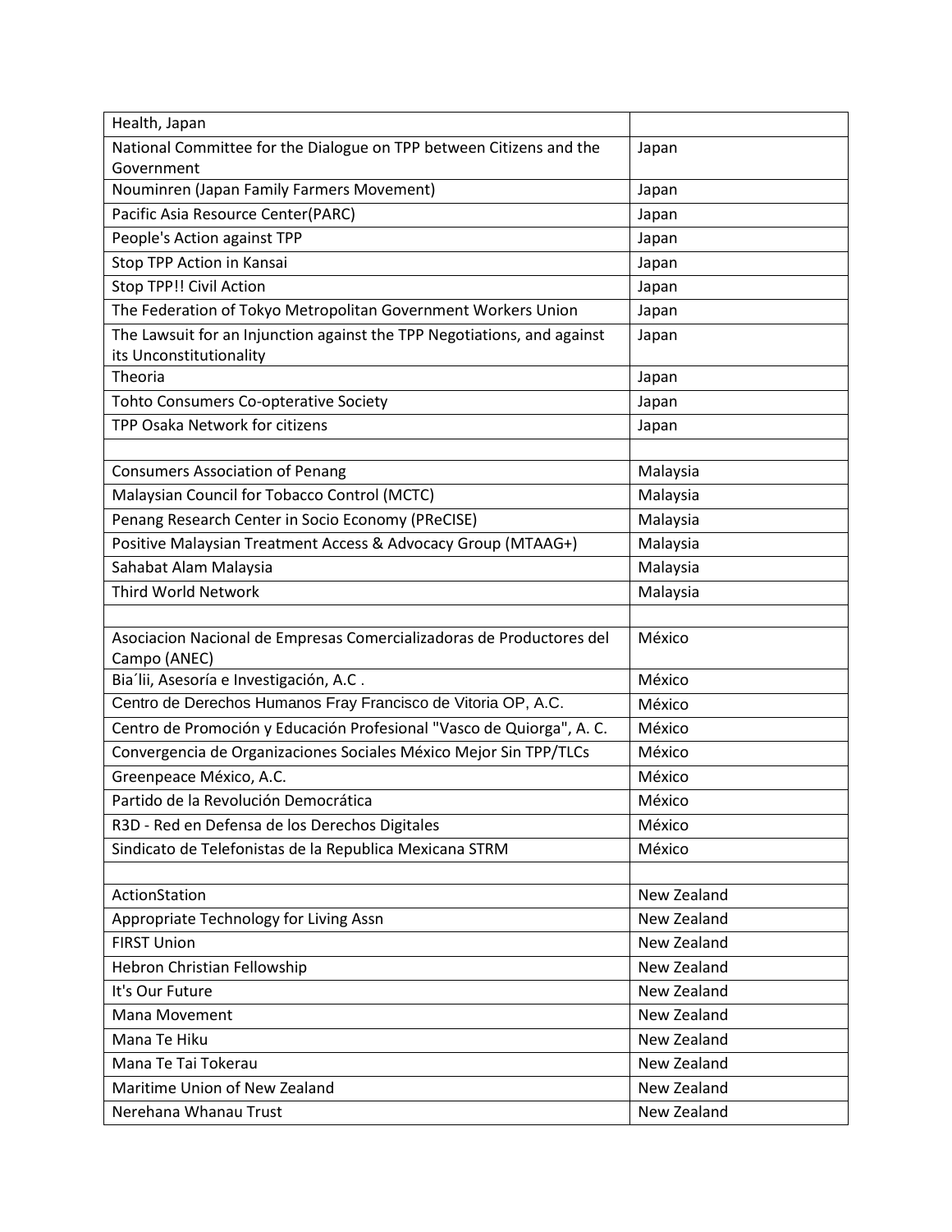| | |
|---|---|
| Health, Japan | |
| National Committee for the Dialogue on TPP between Citizens and the Government | Japan |
| Nouminren (Japan Family Farmers Movement) | Japan |
| Pacific Asia Resource Center(PARC) | Japan |
| People's Action against TPP | Japan |
| Stop TPP Action in Kansai | Japan |
| Stop TPP!! Civil Action | Japan |
| The Federation of Tokyo Metropolitan Government Workers Union | Japan |
| The Lawsuit for an Injunction against the TPP Negotiations, and against its Unconstitutionality | Japan |
| Theoria | Japan |
| Tohto Consumers Co-opterative Society | Japan |
| TPP Osaka Network for citizens | Japan |
| | |
| Consumers Association of Penang | Malaysia |
| Malaysian Council for Tobacco Control (MCTC) | Malaysia |
| Penang Research Center in Socio Economy (PReCISE) | Malaysia |
| Positive Malaysian Treatment Access & Advocacy Group (MTAAG+) | Malaysia |
| Sahabat Alam Malaysia | Malaysia |
| Third World Network | Malaysia |
| | |
| Asociacion Nacional de Empresas Comercializadoras de Productores del Campo (ANEC) | México |
| Bia´lii, Asesoría e Investigación, A.C . | México |
| Centro de Derechos Humanos Fray Francisco de Vitoria OP, A.C. | México |
| Centro de Promoción y Educación Profesional "Vasco de Quiorga", A. C. | México |
| Convergencia de Organizaciones Sociales México Mejor Sin TPP/TLCs | México |
| Greenpeace México, A.C. | México |
| Partido de la Revolución Democrática | México |
| R3D - Red en Defensa de los Derechos Digitales | México |
| Sindicato de Telefonistas de la Republica Mexicana STRM | México |
| | |
| ActionStation | New Zealand |
| Appropriate Technology for Living Assn | New Zealand |
| FIRST Union | New Zealand |
| Hebron Christian Fellowship | New Zealand |
| It's Our Future | New Zealand |
| Mana Movement | New Zealand |
| Mana Te Hiku | New Zealand |
| Mana Te Tai Tokerau | New Zealand |
| Maritime Union of New Zealand | New Zealand |
| Nerehana Whanau Trust | New Zealand |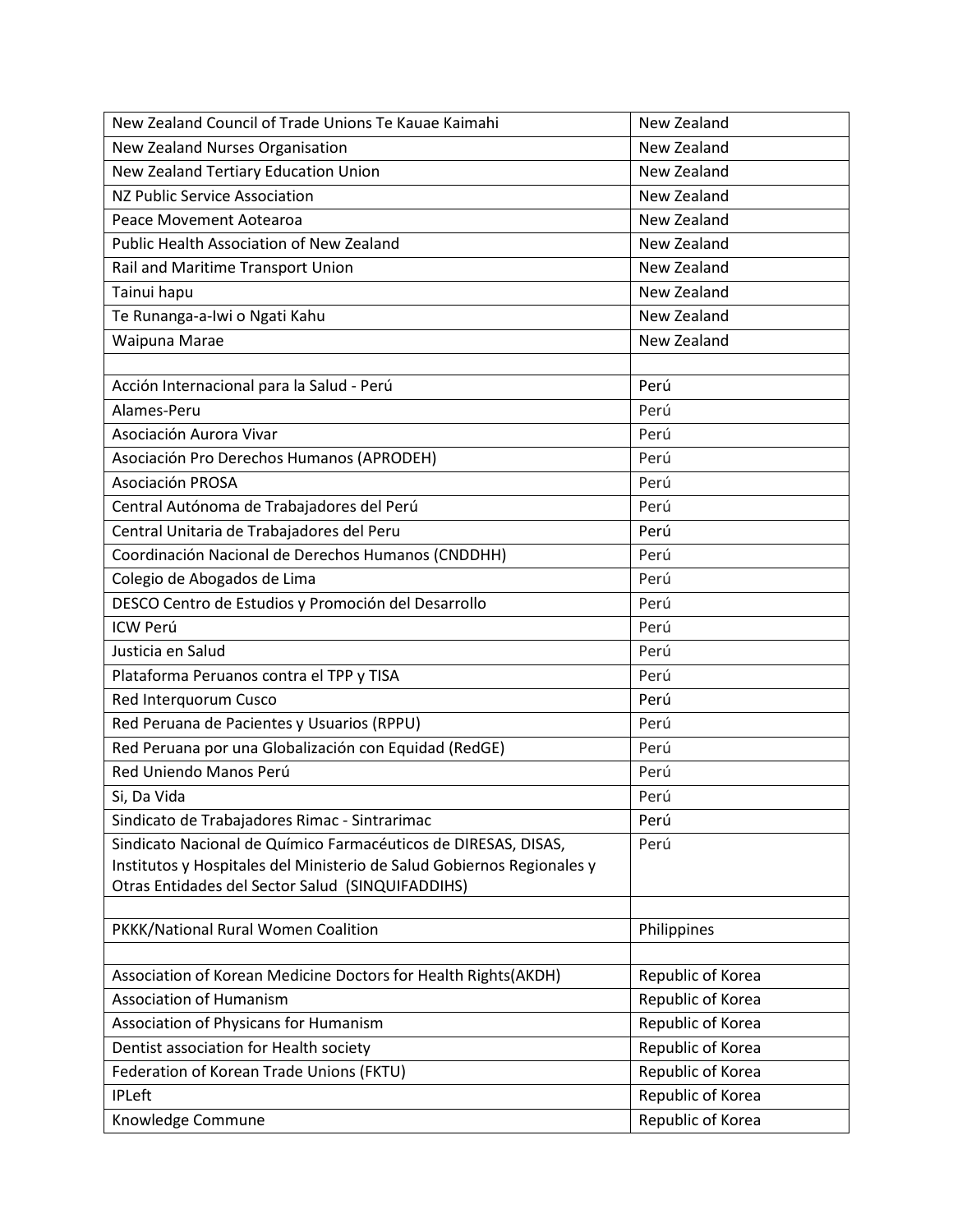| New Zealand Council of Trade Unions Te Kauae Kaimahi | New Zealand |
|---|---|
| New Zealand Nurses Organisation | New Zealand |
| New Zealand Tertiary Education Union | New Zealand |
| NZ Public Service Association | New Zealand |
| Peace Movement Aotearoa | New Zealand |
| Public Health Association of New Zealand | New Zealand |
| Rail and Maritime Transport Union | New Zealand |
| Tainui hapu | New Zealand |
| Te Runanga-a-Iwi o Ngati Kahu | New Zealand |
| Waipuna Marae | New Zealand |
| | |
| Acción Internacional para la Salud - Perú | Perú |
| Alames-Peru | Perú |
| Asociación Aurora Vivar | Perú |
| Asociación Pro Derechos Humanos (APRODEH) | Perú |
| Asociación PROSA | Perú |
| Central Autónoma de Trabajadores del Perú | Perú |
| Central Unitaria de Trabajadores del Peru | Perú |
| Coordinación Nacional de Derechos Humanos (CNDDHH) | Perú |
| Colegio de Abogados de Lima | Perú |
| DESCO Centro de Estudios y Promoción del Desarrollo | Perú |
| ICW Perú | Perú |
| Justicia en Salud | Perú |
| Plataforma Peruanos contra el TPP y TISA | Perú |
| Red Interquorum Cusco | Perú |
| Red Peruana de Pacientes y Usuarios (RPPU) | Perú |
| Red Peruana por una Globalización con Equidad (RedGE) | Perú |
| Red Uniendo Manos Perú | Perú |
| Si, Da Vida | Perú |
| Sindicato de Trabajadores Rimac - Sintrarimac | Perú |
| Sindicato Nacional de Químico Farmacéuticos de DIRESAS, DISAS, Institutos y Hospitales del Ministerio de Salud Gobiernos Regionales y Otras Entidades del Sector Salud (SINQUIFADDIHS) | Perú |
| | |
| PKKK/National Rural Women Coalition | Philippines |
| | |
| Association of Korean Medicine Doctors for Health Rights(AKDH) | Republic of Korea |
| Association of Humanism | Republic of Korea |
| Association of Physicans for Humanism | Republic of Korea |
| Dentist association for Health society | Republic of Korea |
| Federation of Korean Trade Unions (FKTU) | Republic of Korea |
| IPLeft | Republic of Korea |
| Knowledge Commune | Republic of Korea |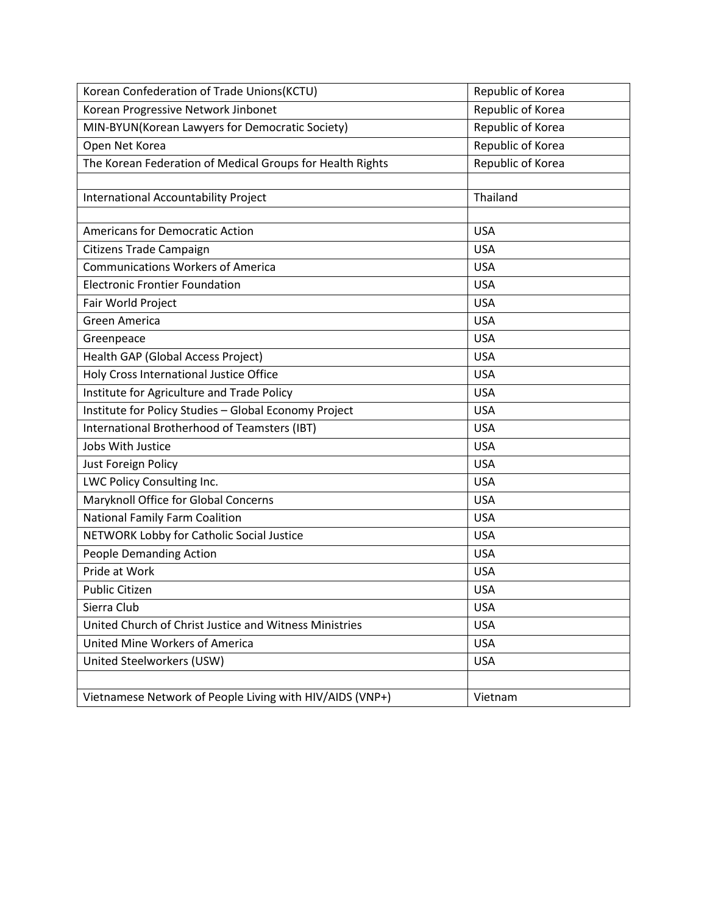| | |
|---|---|
| Korean Confederation of Trade Unions(KCTU) | Republic of Korea |
| Korean Progressive Network Jinbonet | Republic of Korea |
| MIN-BYUN(Korean Lawyers for Democratic Society) | Republic of Korea |
| Open Net Korea | Republic of Korea |
| The Korean Federation of Medical Groups for Health Rights | Republic of Korea |
| | |
| International Accountability Project | Thailand |
| | |
| Americans for Democratic Action | USA |
| Citizens Trade Campaign | USA |
| Communications Workers of America | USA |
| Electronic Frontier Foundation | USA |
| Fair World Project | USA |
| Green America | USA |
| Greenpeace | USA |
| Health GAP (Global Access Project) | USA |
| Holy Cross International Justice Office | USA |
| Institute for Agriculture and Trade Policy | USA |
| Institute for Policy Studies – Global Economy Project | USA |
| International Brotherhood of Teamsters (IBT) | USA |
| Jobs With Justice | USA |
| Just Foreign Policy | USA |
| LWC Policy Consulting Inc. | USA |
| Maryknoll Office for Global Concerns | USA |
| National Family Farm Coalition | USA |
| NETWORK Lobby for Catholic Social Justice | USA |
| People Demanding Action | USA |
| Pride at Work | USA |
| Public Citizen | USA |
| Sierra Club | USA |
| United Church of Christ Justice and Witness Ministries | USA |
| United Mine Workers of America | USA |
| United Steelworkers (USW) | USA |
| | |
| Vietnamese Network of People Living with HIV/AIDS (VNP+) | Vietnam |